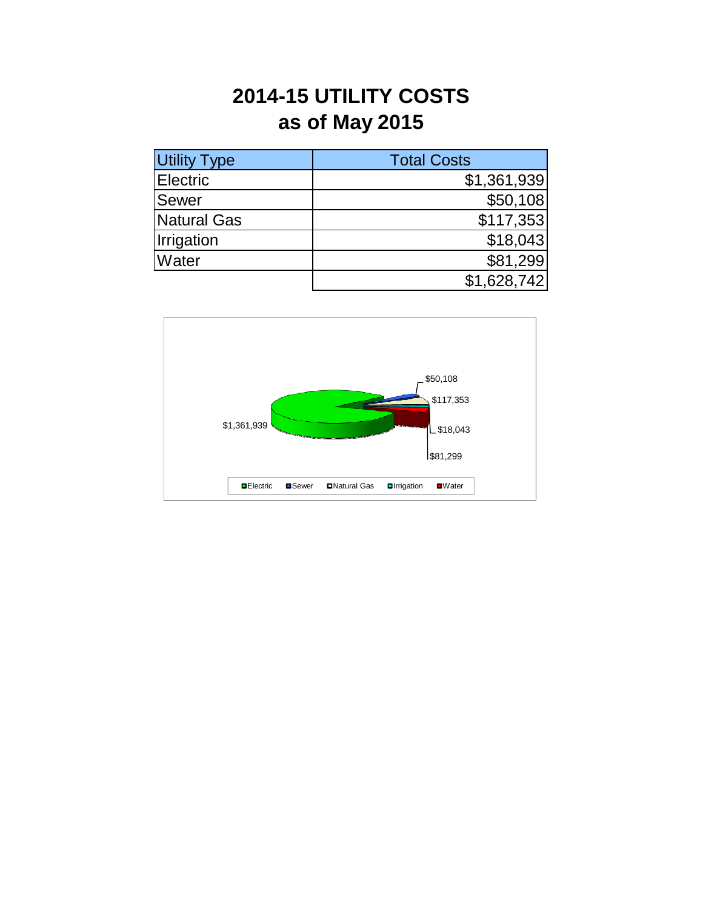# 2014-15 UTILITY COSTS
# as of May 2015

| Utility Type | Total Costs |
|---|---|
| Electric | $1,361,939 |
| Sewer | $50,108 |
| Natural Gas | $117,353 |
| Irrigation | $18,043 |
| Water | $81,299 |
| | $1,628,742 |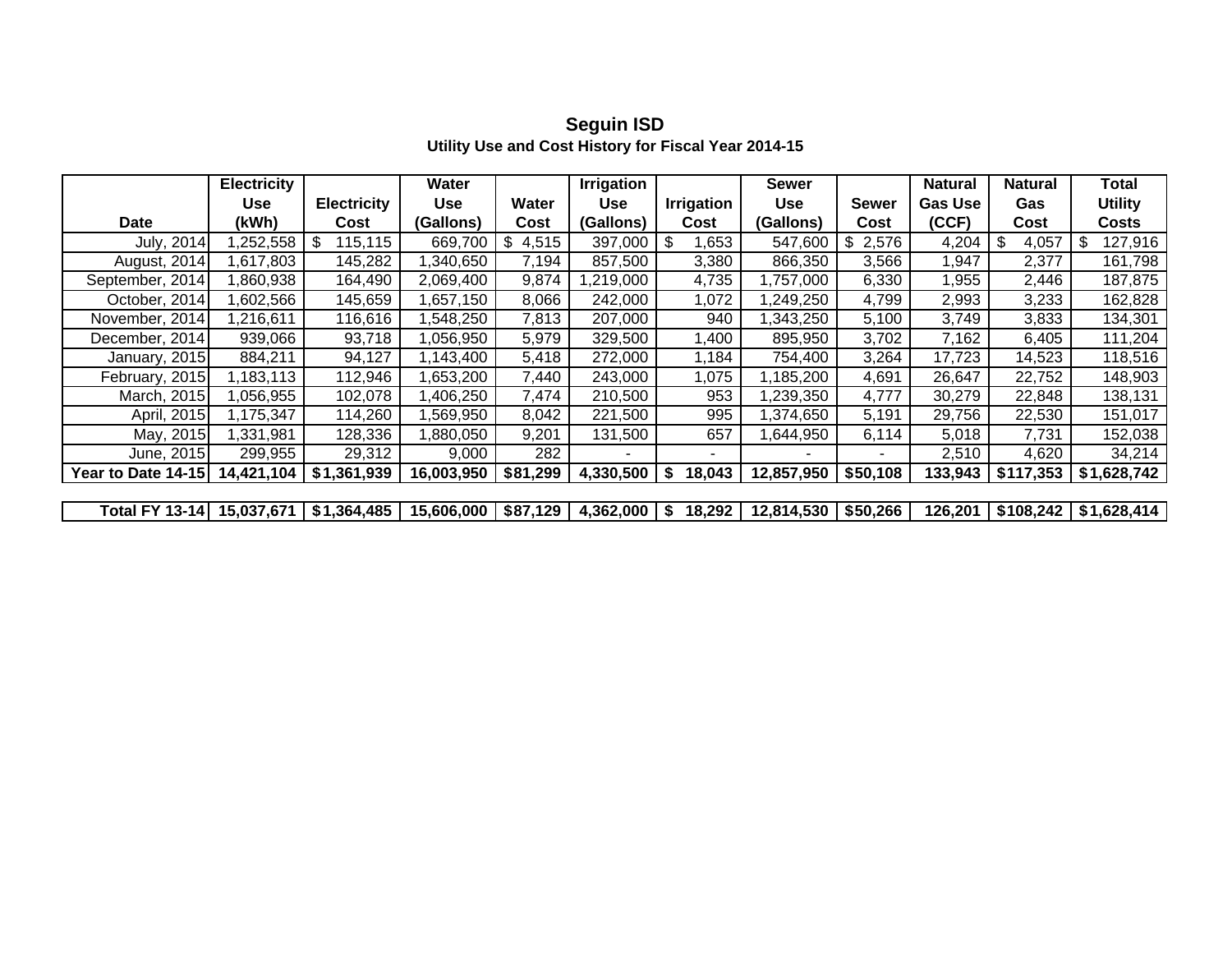# Seguin ISD

## Utility Use and Cost History for Fiscal Year 2014-15

| Date | Electricity Use (kWh) | Electricity Cost | Water Use (Gallons) | Water Cost | Irrigation Use (Gallons) | Irrigation Cost | Sewer Use (Gallons) | Sewer Cost | Natural Gas Use (CCF) | Natural Gas Cost | Total Utility Costs |
|---|---|---|---|---|---|---|---|---|---|---|---|
| July, 2014 | 1,252,558 | $ 115,115 | 669,700 | $ 4,515 | 397,000 | $ 1,653 | 547,600 | $ 2,576 | 4,204 | $ 4,057 | $ 127,916 |
| August, 2014 | 1,617,803 | 145,282 | 1,340,650 | 7,194 | 857,500 | 3,380 | 866,350 | 3,566 | 1,947 | 2,377 | 161,798 |
| September, 2014 | 1,860,938 | 164,490 | 2,069,400 | 9,874 | 1,219,000 | 4,735 | 1,757,000 | 6,330 | 1,955 | 2,446 | 187,875 |
| October, 2014 | 1,602,566 | 145,659 | 1,657,150 | 8,066 | 242,000 | 1,072 | 1,249,250 | 4,799 | 2,993 | 3,233 | 162,828 |
| November, 2014 | 1,216,611 | 116,616 | 1,548,250 | 7,813 | 207,000 | 940 | 1,343,250 | 5,100 | 3,749 | 3,833 | 134,301 |
| December, 2014 | 939,066 | 93,718 | 1,056,950 | 5,979 | 329,500 | 1,400 | 895,950 | 3,702 | 7,162 | 6,405 | 111,204 |
| January, 2015 | 884,211 | 94,127 | 1,143,400 | 5,418 | 272,000 | 1,184 | 754,400 | 3,264 | 17,723 | 14,523 | 118,516 |
| February, 2015 | 1,183,113 | 112,946 | 1,653,200 | 7,440 | 243,000 | 1,075 | 1,185,200 | 4,691 | 26,647 | 22,752 | 148,903 |
| March, 2015 | 1,056,955 | 102,078 | 1,406,250 | 7,474 | 210,500 | 953 | 1,239,350 | 4,777 | 30,279 | 22,848 | 138,131 |
| April, 2015 | 1,175,347 | 114,260 | 1,569,950 | 8,042 | 221,500 | 995 | 1,374,650 | 5,191 | 29,756 | 22,530 | 151,017 |
| May, 2015 | 1,331,981 | 128,336 | 1,880,050 | 9,201 | 131,500 | 657 | 1,644,950 | 6,114 | 5,018 | 7,731 | 152,038 |
| June, 2015 | 299,955 | 29,312 | 9,000 | 282 | - | - | - | - | 2,510 | 4,620 | 34,214 |
| **Year to Date 14-15** | **14,421,104** | **$1,361,939** | **16,003,950** | **$81,299** | **4,330,500** | **$ 18,043** | **12,857,950** | **$50,108** | **133,943** | **$117,353** | **$1,628,742** |
| **Total FY 13-14** | **15,037,671** | **$1,364,485** | **15,606,000** | **$87,129** | **4,362,000** | **$ 18,292** | **12,814,530** | **$50,266** | **126,201** | **$108,242** | **$1,628,414** |